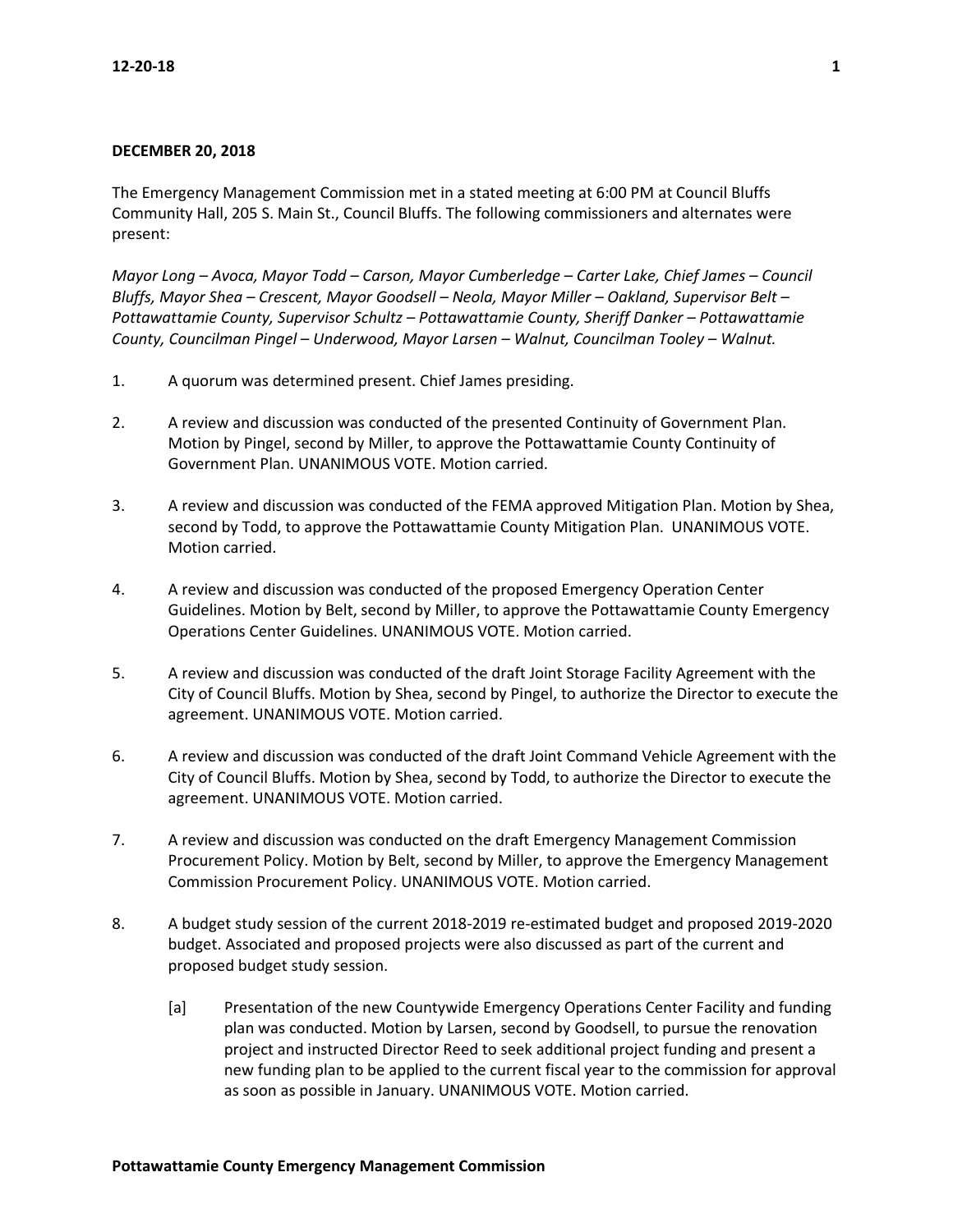**DECEMBER 20, 2018**

The Emergency Management Commission met in a stated meeting at 6:00 PM at Council Bluffs Community Hall, 205 S. Main St., Council Bluffs. The following commissioners and alternates were present:

*Mayor Long – Avoca, Mayor Todd – Carson, Mayor Cumberledge – Carter Lake, Chief James – Council Bluffs, Mayor Shea – Crescent, Mayor Goodsell – Neola, Mayor Miller – Oakland, Supervisor Belt – Pottawattamie County, Supervisor Schultz – Pottawattamie County, Sheriff Danker – Pottawattamie County, Councilman Pingel – Underwood, Mayor Larsen – Walnut, Councilman Tooley – Walnut.*

1. A quorum was determined present. Chief James presiding.

2. A review and discussion was conducted of the presented Continuity of Government Plan. Motion by Pingel, second by Miller, to approve the Pottawattamie County Continuity of Government Plan. UNANIMOUS VOTE. Motion carried.

3. A review and discussion was conducted of the FEMA approved Mitigation Plan. Motion by Shea, second by Todd, to approve the Pottawattamie County Mitigation Plan. UNANIMOUS VOTE. Motion carried.

4. A review and discussion was conducted of the proposed Emergency Operation Center Guidelines. Motion by Belt, second by Miller, to approve the Pottawattamie County Emergency Operations Center Guidelines. UNANIMOUS VOTE. Motion carried.

5. A review and discussion was conducted of the draft Joint Storage Facility Agreement with the City of Council Bluffs. Motion by Shea, second by Pingel, to authorize the Director to execute the agreement. UNANIMOUS VOTE. Motion carried.

6. A review and discussion was conducted of the draft Joint Command Vehicle Agreement with the City of Council Bluffs. Motion by Shea, second by Todd, to authorize the Director to execute the agreement. UNANIMOUS VOTE. Motion carried.

7. A review and discussion was conducted on the draft Emergency Management Commission Procurement Policy. Motion by Belt, second by Miller, to approve the Emergency Management Commission Procurement Policy. UNANIMOUS VOTE. Motion carried.

8. A budget study session of the current 2018-2019 re-estimated budget and proposed 2019-2020 budget. Associated and proposed projects were also discussed as part of the current and proposed budget study session.

   [a] Presentation of the new Countywide Emergency Operations Center Facility and funding plan was conducted. Motion by Larsen, second by Goodsell, to pursue the renovation project and instructed Director Reed to seek additional project funding and present a new funding plan to be applied to the current fiscal year to the commission for approval as soon as possible in January. UNANIMOUS VOTE. Motion carried.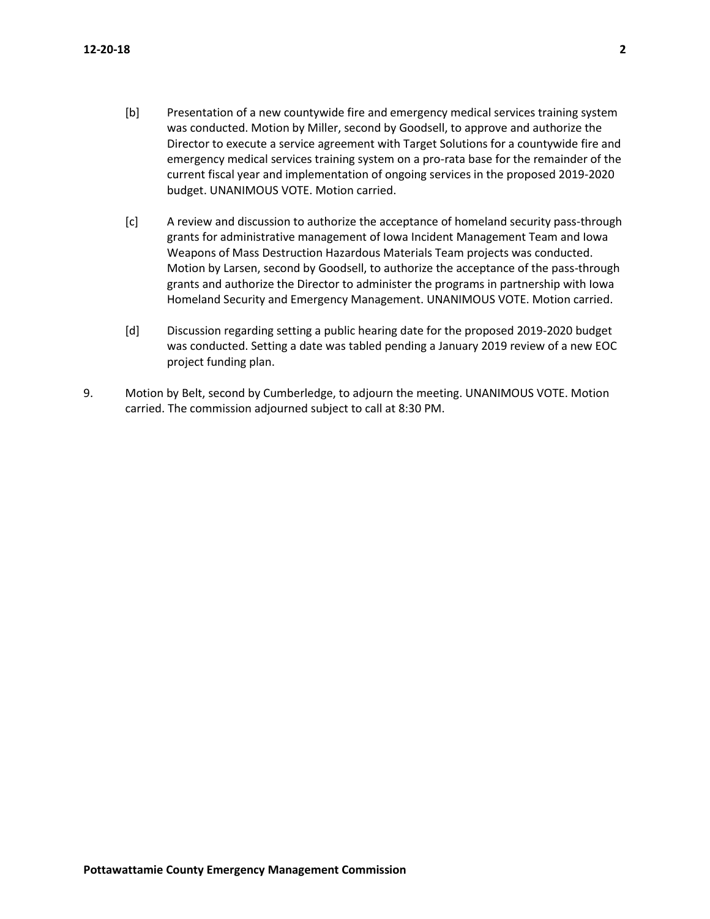[b] Presentation of a new countywide fire and emergency medical services training system was conducted. Motion by Miller, second by Goodsell, to approve and authorize the Director to execute a service agreement with Target Solutions for a countywide fire and emergency medical services training system on a pro-rata base for the remainder of the current fiscal year and implementation of ongoing services in the proposed 2019-2020 budget. UNANIMOUS VOTE. Motion carried.

[c] A review and discussion to authorize the acceptance of homeland security pass-through grants for administrative management of Iowa Incident Management Team and Iowa Weapons of Mass Destruction Hazardous Materials Team projects was conducted. Motion by Larsen, second by Goodsell, to authorize the acceptance of the pass-through grants and authorize the Director to administer the programs in partnership with Iowa Homeland Security and Emergency Management. UNANIMOUS VOTE. Motion carried.

[d] Discussion regarding setting a public hearing date for the proposed 2019-2020 budget was conducted. Setting a date was tabled pending a January 2019 review of a new EOC project funding plan.

9. Motion by Belt, second by Cumberledge, to adjourn the meeting. UNANIMOUS VOTE. Motion carried. The commission adjourned subject to call at 8:30 PM.